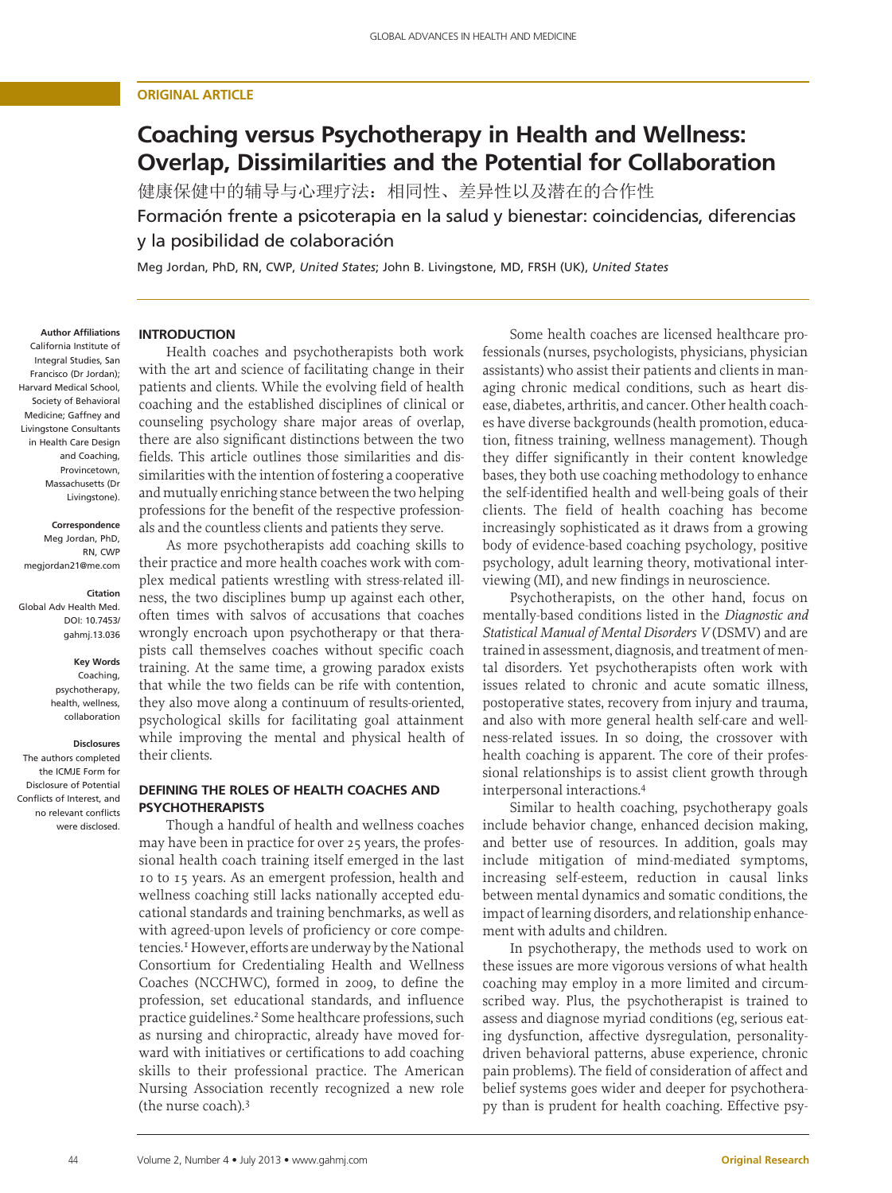ORIGINAL ARTICLE

# Coaching versus Psychotherapy in Health and Wellness: Overlap, Dissimilarities and the Potential for Collaboration

健康保健中的辅导与心理疗法：相同性、差异性以及潜在的合作性

Formación frente a psicoterapia en la salud y bienestar: coincidencias, diferencias y la posibilidad de colaboración

Meg Jordan, PhD, RN, CWP, *United States*; John B. Livingstone, MD, FRSH (UK), *United States*

**Author Affiliations**
California Institute of Integral Studies, San Francisco (Dr Jordan); Harvard Medical School, Society of Behavioral Medicine; Gaffney and Livingstone Consultants in Health Care Design and Coaching, Provincetown, Massachusetts (Dr Livingstone).

**Correspondence**
Meg Jordan, PhD, RN, CWP
megjordan21@me.com

**Citation**
Global Adv Health Med. DOI: 10.7453/gahmj.13.036

**Key Words**
Coaching, psychotherapy, health, wellness, collaboration

**Disclosures**
The authors completed the ICMJE Form for Disclosure of Potential Conflicts of Interest, and no relevant conflicts were disclosed.

## INTRODUCTION

Health coaches and psychotherapists both work with the art and science of facilitating change in their patients and clients. While the evolving field of health coaching and the established disciplines of clinical or counseling psychology share major areas of overlap, there are also significant distinctions between the two fields. This article outlines those similarities and dissimilarities with the intention of fostering a cooperative and mutually enriching stance between the two helping professions for the benefit of the respective professionals and the countless clients and patients they serve.

As more psychotherapists add coaching skills to their practice and more health coaches work with complex medical patients wrestling with stress-related illness, the two disciplines bump up against each other, often times with salvos of accusations that coaches wrongly encroach upon psychotherapy or that therapists call themselves coaches without specific coach training. At the same time, a growing paradox exists that while the two fields can be rife with contention, they also move along a continuum of results-oriented, psychological skills for facilitating goal attainment while improving the mental and physical health of their clients.

## DEFINING THE ROLES OF HEALTH COACHES AND PSYCHOTHERAPISTS

Though a handful of health and wellness coaches may have been in practice for over 25 years, the professional health coach training itself emerged in the last 10 to 15 years. As an emergent profession, health and wellness coaching still lacks nationally accepted educational standards and training benchmarks, as well as with agreed-upon levels of proficiency or core competencies.[1] However, efforts are underway by the National Consortium for Credentialing Health and Wellness Coaches (NCCHWC), formed in 2009, to define the profession, set educational standards, and influence practice guidelines.[2] Some healthcare professions, such as nursing and chiropractic, already have moved forward with initiatives or certifications to add coaching skills to their professional practice. The American Nursing Association recently recognized a new role (the nurse coach).[3]

Some health coaches are licensed healthcare professionals (nurses, psychologists, physicians, physician assistants) who assist their patients and clients in managing chronic medical conditions, such as heart disease, diabetes, arthritis, and cancer. Other health coaches have diverse backgrounds (health promotion, education, fitness training, wellness management). Though they differ significantly in their content knowledge bases, they both use coaching methodology to enhance the self-identified health and well-being goals of their clients. The field of health coaching has become increasingly sophisticated as it draws from a growing body of evidence-based coaching psychology, positive psychology, adult learning theory, motivational interviewing (MI), and new findings in neuroscience.

Psychotherapists, on the other hand, focus on mentally-based conditions listed in the *Diagnostic and Statistical Manual of Mental Disorders V* (DSMV) and are trained in assessment, diagnosis, and treatment of mental disorders. Yet psychotherapists often work with issues related to chronic and acute somatic illness, postoperative states, recovery from injury and trauma, and also with more general health self-care and wellness-related issues. In so doing, the crossover with health coaching is apparent. The core of their professional relationships is to assist client growth through interpersonal interactions.[4]

Similar to health coaching, psychotherapy goals include behavior change, enhanced decision making, and better use of resources. In addition, goals may include mitigation of mind-mediated symptoms, increasing self-esteem, reduction in causal links between mental dynamics and somatic conditions, the impact of learning disorders, and relationship enhancement with adults and children.

In psychotherapy, the methods used to work on these issues are more vigorous versions of what health coaching may employ in a more limited and circumscribed way. Plus, the psychotherapist is trained to assess and diagnose myriad conditions (eg, serious eating dysfunction, affective dysregulation, personality-driven behavioral patterns, abuse experience, chronic pain problems). The field of consideration of affect and belief systems goes wider and deeper for psychotherapy than is prudent for health coaching. Effective psy-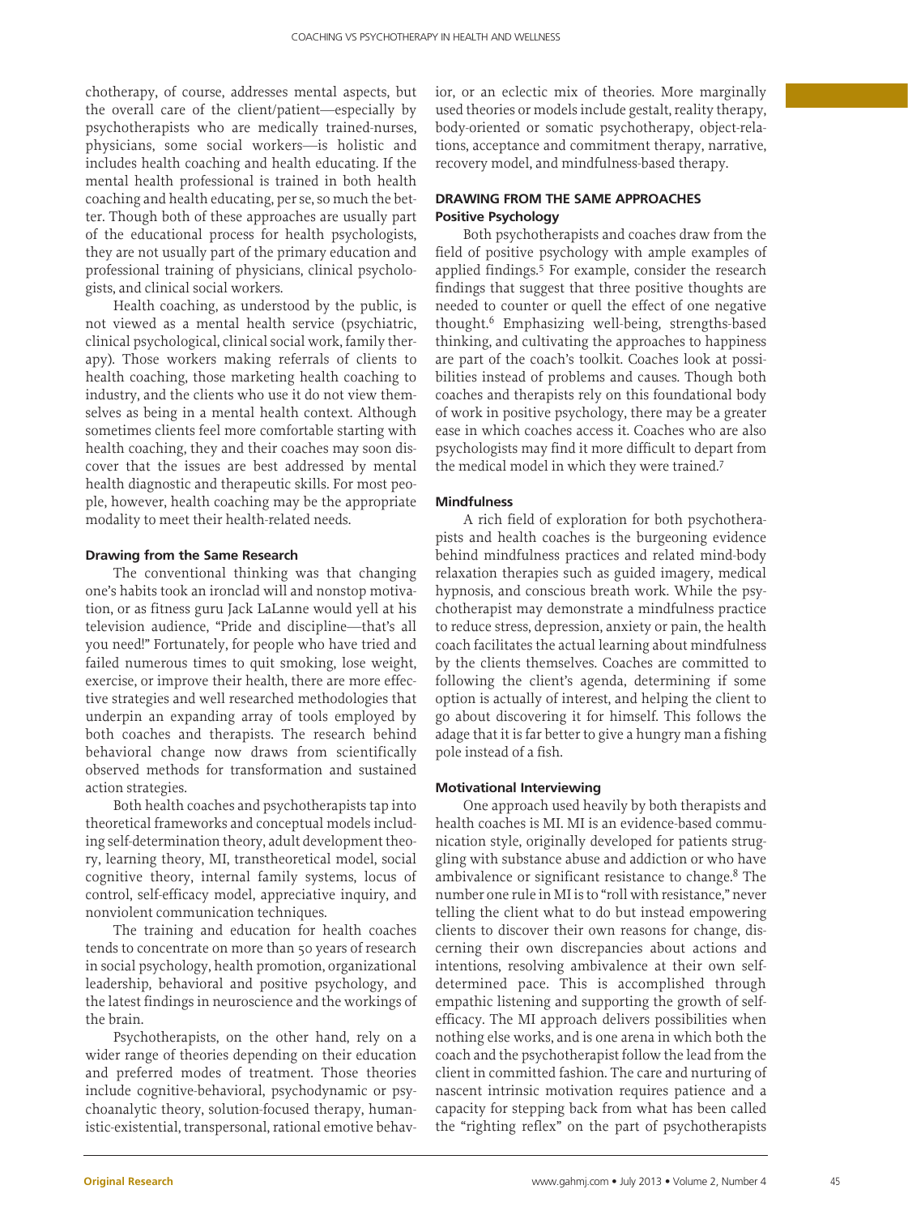chotherapy, of course, addresses mental aspects, but the overall care of the client/patient—especially by psychotherapists who are medically trained-nurses, physicians, some social workers—is holistic and includes health coaching and health educating. If the mental health professional is trained in both health coaching and health educating, per se, so much the better. Though both of these approaches are usually part of the educational process for health psychologists, they are not usually part of the primary education and professional training of physicians, clinical psychologists, and clinical social workers.

Health coaching, as understood by the public, is not viewed as a mental health service (psychiatric, clinical psychological, clinical social work, family therapy). Those workers making referrals of clients to health coaching, those marketing health coaching to industry, and the clients who use it do not view themselves as being in a mental health context. Although sometimes clients feel more comfortable starting with health coaching, they and their coaches may soon discover that the issues are best addressed by mental health diagnostic and therapeutic skills. For most people, however, health coaching may be the appropriate modality to meet their health-related needs.

### Drawing from the Same Research

The conventional thinking was that changing one's habits took an ironclad will and nonstop motivation, or as fitness guru Jack LaLanne would yell at his television audience, "Pride and discipline—that's all you need!" Fortunately, for people who have tried and failed numerous times to quit smoking, lose weight, exercise, or improve their health, there are more effective strategies and well researched methodologies that underpin an expanding array of tools employed by both coaches and therapists. The research behind behavioral change now draws from scientifically observed methods for transformation and sustained action strategies.

Both health coaches and psychotherapists tap into theoretical frameworks and conceptual models including self-determination theory, adult development theory, learning theory, MI, transtheoretical model, social cognitive theory, internal family systems, locus of control, self-efficacy model, appreciative inquiry, and nonviolent communication techniques.

The training and education for health coaches tends to concentrate on more than 50 years of research in social psychology, health promotion, organizational leadership, behavioral and positive psychology, and the latest findings in neuroscience and the workings of the brain.

Psychotherapists, on the other hand, rely on a wider range of theories depending on their education and preferred modes of treatment. Those theories include cognitive-behavioral, psychodynamic or psychoanalytic theory, solution-focused therapy, humanistic-existential, transpersonal, rational emotive behavior, or an eclectic mix of theories. More marginally used theories or models include gestalt, reality therapy, body-oriented or somatic psychotherapy, object-relations, acceptance and commitment therapy, narrative, recovery model, and mindfulness-based therapy.

## DRAWING FROM THE SAME APPROACHES

### Positive Psychology

Both psychotherapists and coaches draw from the field of positive psychology with ample examples of applied findings.[5] For example, consider the research findings that suggest that three positive thoughts are needed to counter or quell the effect of one negative thought.[6] Emphasizing well-being, strengths-based thinking, and cultivating the approaches to happiness are part of the coach's toolkit. Coaches look at possibilities instead of problems and causes. Though both coaches and therapists rely on this foundational body of work in positive psychology, there may be a greater ease in which coaches access it. Coaches who are also psychologists may find it more difficult to depart from the medical model in which they were trained.[7]

### Mindfulness

A rich field of exploration for both psychotherapists and health coaches is the burgeoning evidence behind mindfulness practices and related mind-body relaxation therapies such as guided imagery, medical hypnosis, and conscious breath work. While the psychotherapist may demonstrate a mindfulness practice to reduce stress, depression, anxiety or pain, the health coach facilitates the actual learning about mindfulness by the clients themselves. Coaches are committed to following the client's agenda, determining if some option is actually of interest, and helping the client to go about discovering it for himself. This follows the adage that it is far better to give a hungry man a fishing pole instead of a fish.

### Motivational Interviewing

One approach used heavily by both therapists and health coaches is MI. MI is an evidence-based communication style, originally developed for patients struggling with substance abuse and addiction or who have ambivalence or significant resistance to change.[8] The number one rule in MI is to "roll with resistance," never telling the client what to do but instead empowering clients to discover their own reasons for change, discerning their own discrepancies about actions and intentions, resolving ambivalence at their own self-determined pace. This is accomplished through empathic listening and supporting the growth of self-efficacy. The MI approach delivers possibilities when nothing else works, and is one arena in which both the coach and the psychotherapist follow the lead from the client in committed fashion. The care and nurturing of nascent intrinsic motivation requires patience and a capacity for stepping back from what has been called the "righting reflex" on the part of psychotherapists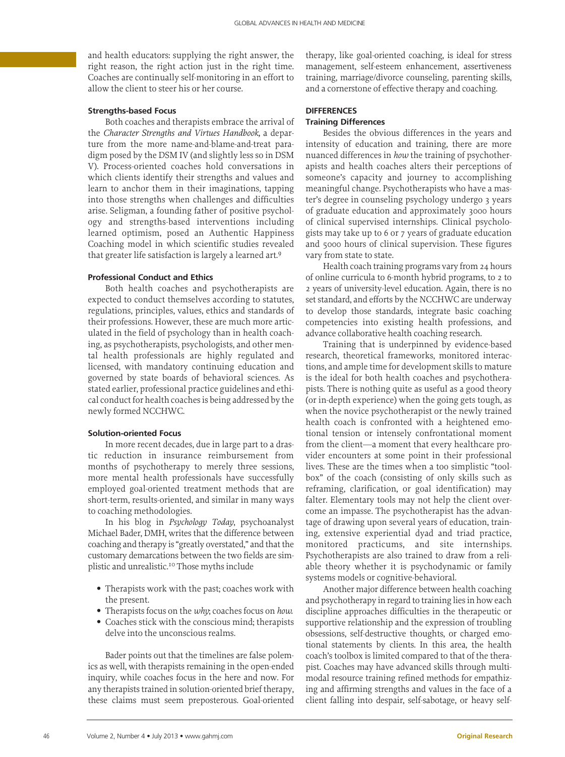and health educators: supplying the right answer, the right reason, the right action just in the right time. Coaches are continually self-monitoring in an effort to allow the client to steer his or her course.

### Strengths-based Focus

Both coaches and therapists embrace the arrival of the *Character Strengths and Virtues Handbook*, a departure from the more name-and-blame-and-treat paradigm posed by the DSM IV (and slightly less so in DSM V). Process-oriented coaches hold conversations in which clients identify their strengths and values and learn to anchor them in their imaginations, tapping into those strengths when challenges and difficulties arise. Seligman, a founding father of positive psychology and strengths-based interventions including learned optimism, posed an Authentic Happiness Coaching model in which scientific studies revealed that greater life satisfaction is largely a learned art.[9]

### Professional Conduct and Ethics

Both health coaches and psychotherapists are expected to conduct themselves according to statutes, regulations, principles, values, ethics and standards of their professions. However, these are much more articulated in the field of psychology than in health coaching, as psychotherapists, psychologists, and other mental health professionals are highly regulated and licensed, with mandatory continuing education and governed by state boards of behavioral sciences. As stated earlier, professional practice guidelines and ethical conduct for health coaches is being addressed by the newly formed NCCHWC.

### Solution-oriented Focus

In more recent decades, due in large part to a drastic reduction in insurance reimbursement from months of psychotherapy to merely three sessions, more mental health professionals have successfully employed goal-oriented treatment methods that are short-term, results-oriented, and similar in many ways to coaching methodologies.

In his blog in *Psychology Today*, psychoanalyst Michael Bader, DMH, writes that the difference between coaching and therapy is "greatly overstated," and that the customary demarcations between the two fields are simplistic and unrealistic.[10] Those myths include

- Therapists work with the past; coaches work with the present.
- Therapists focus on the *why*; coaches focus on *how*.
- Coaches stick with the conscious mind; therapists delve into the unconscious realms.

Bader points out that the timelines are false polemics as well, with therapists remaining in the open-ended inquiry, while coaches focus in the here and now. For any therapists trained in solution-oriented brief therapy, these claims must seem preposterous. Goal-oriented therapy, like goal-oriented coaching, is ideal for stress management, self-esteem enhancement, assertiveness training, marriage/divorce counseling, parenting skills, and a cornerstone of effective therapy and coaching.

## DIFFERENCES

### Training Differences

Besides the obvious differences in the years and intensity of education and training, there are more nuanced differences in *how* the training of psychotherapists and health coaches alters their perceptions of someone's capacity and journey to accomplishing meaningful change. Psychotherapists who have a master's degree in counseling psychology undergo 3 years of graduate education and approximately 3000 hours of clinical supervised internships. Clinical psychologists may take up to 6 or 7 years of graduate education and 5000 hours of clinical supervision. These figures vary from state to state.

Health coach training programs vary from 24 hours of online curricula to 6-month hybrid programs, to 2 to 2 years of university-level education. Again, there is no set standard, and efforts by the NCCHWC are underway to develop those standards, integrate basic coaching competencies into existing health professions, and advance collaborative health coaching research.

Training that is underpinned by evidence-based research, theoretical frameworks, monitored interactions, and ample time for development skills to mature is the ideal for both health coaches and psychotherapists. There is nothing quite as useful as a good theory (or in-depth experience) when the going gets tough, as when the novice psychotherapist or the newly trained health coach is confronted with a heightened emotional tension or intensely confrontational moment from the client—a moment that every healthcare provider encounters at some point in their professional lives. These are the times when a too simplistic "toolbox" of the coach (consisting of only skills such as reframing, clarification, or goal identification) may falter. Elementary tools may not help the client overcome an impasse. The psychotherapist has the advantage of drawing upon several years of education, training, extensive experiential dyad and triad practice, monitored practicums, and site internships. Psychotherapists are also trained to draw from a reliable theory whether it is psychodynamic or family systems models or cognitive-behavioral.

Another major difference between health coaching and psychotherapy in regard to training lies in how each discipline approaches difficulties in the therapeutic or supportive relationship and the expression of troubling obsessions, self-destructive thoughts, or charged emotional statements by clients. In this area, the health coach's toolbox is limited compared to that of the therapist. Coaches may have advanced skills through multimodal resource training refined methods for empathizing and affirming strengths and values in the face of a client falling into despair, self-sabotage, or heavy self-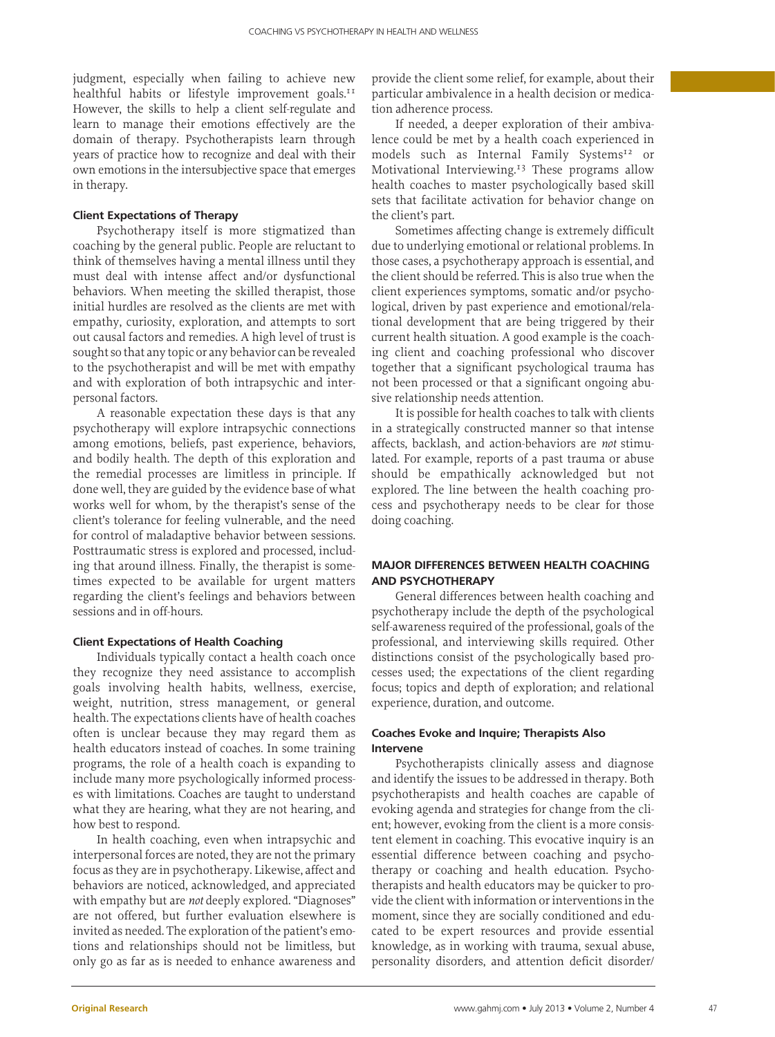judgment, especially when failing to achieve new healthful habits or lifestyle improvement goals.[11] However, the skills to help a client self-regulate and learn to manage their emotions effectively are the domain of therapy. Psychotherapists learn through years of practice how to recognize and deal with their own emotions in the intersubjective space that emerges in therapy.

#### Client Expectations of Therapy

Psychotherapy itself is more stigmatized than coaching by the general public. People are reluctant to think of themselves having a mental illness until they must deal with intense affect and/or dysfunctional behaviors. When meeting the skilled therapist, those initial hurdles are resolved as the clients are met with empathy, curiosity, exploration, and attempts to sort out causal factors and remedies. A high level of trust is sought so that any topic or any behavior can be revealed to the psychotherapist and will be met with empathy and with exploration of both intrapsychic and interpersonal factors.

A reasonable expectation these days is that any psychotherapy will explore intrapsychic connections among emotions, beliefs, past experience, behaviors, and bodily health. The depth of this exploration and the remedial processes are limitless in principle. If done well, they are guided by the evidence base of what works well for whom, by the therapist's sense of the client's tolerance for feeling vulnerable, and the need for control of maladaptive behavior between sessions. Posttraumatic stress is explored and processed, including that around illness. Finally, the therapist is sometimes expected to be available for urgent matters regarding the client's feelings and behaviors between sessions and in off-hours.

#### Client Expectations of Health Coaching

Individuals typically contact a health coach once they recognize they need assistance to accomplish goals involving health habits, wellness, exercise, weight, nutrition, stress management, or general health. The expectations clients have of health coaches often is unclear because they may regard them as health educators instead of coaches. In some training programs, the role of a health coach is expanding to include many more psychologically informed processes with limitations. Coaches are taught to understand what they are hearing, what they are not hearing, and how best to respond.

In health coaching, even when intrapsychic and interpersonal forces are noted, they are not the primary focus as they are in psychotherapy. Likewise, affect and behaviors are noticed, acknowledged, and appreciated with empathy but are *not* deeply explored. "Diagnoses" are not offered, but further evaluation elsewhere is invited as needed. The exploration of the patient's emotions and relationships should not be limitless, but only go as far as is needed to enhance awareness and provide the client some relief, for example, about their particular ambivalence in a health decision or medication adherence process.

If needed, a deeper exploration of their ambivalence could be met by a health coach experienced in models such as Internal Family Systems[12] or Motivational Interviewing.[13] These programs allow health coaches to master psychologically based skill sets that facilitate activation for behavior change on the client's part.

Sometimes affecting change is extremely difficult due to underlying emotional or relational problems. In those cases, a psychotherapy approach is essential, and the client should be referred. This is also true when the client experiences symptoms, somatic and/or psychological, driven by past experience and emotional/relational development that are being triggered by their current health situation. A good example is the coaching client and coaching professional who discover together that a significant psychological trauma has not been processed or that a significant ongoing abusive relationship needs attention.

It is possible for health coaches to talk with clients in a strategically constructed manner so that intense affects, backlash, and action-behaviors are *not* stimulated. For example, reports of a past trauma or abuse should be empathically acknowledged but not explored. The line between the health coaching process and psychotherapy needs to be clear for those doing coaching.

### MAJOR DIFFERENCES BETWEEN HEALTH COACHING AND PSYCHOTHERAPY

General differences between health coaching and psychotherapy include the depth of the psychological self-awareness required of the professional, goals of the professional, and interviewing skills required. Other distinctions consist of the psychologically based processes used; the expectations of the client regarding focus; topics and depth of exploration; and relational experience, duration, and outcome.

#### Coaches Evoke and Inquire; Therapists Also Intervene

Psychotherapists clinically assess and diagnose and identify the issues to be addressed in therapy. Both psychotherapists and health coaches are capable of evoking agenda and strategies for change from the client; however, evoking from the client is a more consistent element in coaching. This evocative inquiry is an essential difference between coaching and psychotherapy or coaching and health education. Psychotherapists and health educators may be quicker to provide the client with information or interventions in the moment, since they are socially conditioned and educated to be expert resources and provide essential knowledge, as in working with trauma, sexual abuse, personality disorders, and attention deficit disorder/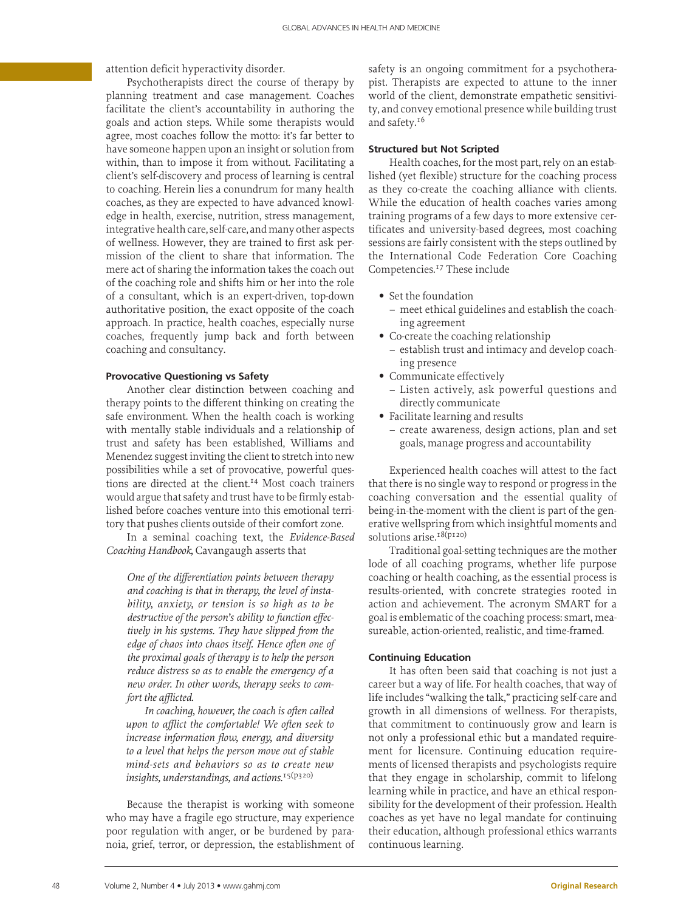attention deficit hyperactivity disorder.

Psychotherapists direct the course of therapy by planning treatment and case management. Coaches facilitate the client's accountability in authoring the goals and action steps. While some therapists would agree, most coaches follow the motto: it's far better to have someone happen upon an insight or solution from within, than to impose it from without. Facilitating a client's self-discovery and process of learning is central to coaching. Herein lies a conundrum for many health coaches, as they are expected to have advanced knowledge in health, exercise, nutrition, stress management, integrative health care, self-care, and many other aspects of wellness. However, they are trained to first ask permission of the client to share that information. The mere act of sharing the information takes the coach out of the coaching role and shifts him or her into the role of a consultant, which is an expert-driven, top-down authoritative position, the exact opposite of the coach approach. In practice, health coaches, especially nurse coaches, frequently jump back and forth between coaching and consultancy.

#### Provocative Questioning vs Safety

Another clear distinction between coaching and therapy points to the different thinking on creating the safe environment. When the health coach is working with mentally stable individuals and a relationship of trust and safety has been established, Williams and Menendez suggest inviting the client to stretch into new possibilities while a set of provocative, powerful questions are directed at the client.[14] Most coach trainers would argue that safety and trust have to be firmly established before coaches venture into this emotional territory that pushes clients outside of their comfort zone.

In a seminal coaching text, the *Evidence-Based Coaching Handbook*, Cavangaugh asserts that

> *One of the differentiation points between therapy and coaching is that in therapy, the level of instability, anxiety, or tension is so high as to be destructive of the person's ability to function effectively in his systems. They have slipped from the edge of chaos into chaos itself. Hence often one of the proximal goals of therapy is to help the person reduce distress so as to enable the emergency of a new order. In other words, therapy seeks to comfort the afflicted.*
>
> *In coaching, however, the coach is often called upon to afflict the comfortable! We often seek to increase information flow, energy, and diversity to a level that helps the person move out of stable mind-sets and behaviors so as to create new insights, understandings, and actions.*[15(p320)]

Because the therapist is working with someone who may have a fragile ego structure, may experience poor regulation with anger, or be burdened by paranoia, grief, terror, or depression, the establishment of safety is an ongoing commitment for a psychotherapist. Therapists are expected to attune to the inner world of the client, demonstrate empathetic sensitivity, and convey emotional presence while building trust and safety.[16]

#### Structured but Not Scripted

Health coaches, for the most part, rely on an established (yet flexible) structure for the coaching process as they co-create the coaching alliance with clients. While the education of health coaches varies among training programs of a few days to more extensive certificates and university-based degrees, most coaching sessions are fairly consistent with the steps outlined by the International Code Federation Core Coaching Competencies.[17] These include

- Set the foundation
  - meet ethical guidelines and establish the coaching agreement
- Co-create the coaching relationship
  - establish trust and intimacy and develop coaching presence
- Communicate effectively
  - Listen actively, ask powerful questions and directly communicate
- Facilitate learning and results
  - create awareness, design actions, plan and set goals, manage progress and accountability

Experienced health coaches will attest to the fact that there is no single way to respond or progress in the coaching conversation and the essential quality of being-in-the-moment with the client is part of the generative wellspring from which insightful moments and solutions arise.[18(p120)]

Traditional goal-setting techniques are the mother lode of all coaching programs, whether life purpose coaching or health coaching, as the essential process is results-oriented, with concrete strategies rooted in action and achievement. The acronym SMART for a goal is emblematic of the coaching process: smart, measureable, action-oriented, realistic, and time-framed.

#### Continuing Education

It has often been said that coaching is not just a career but a way of life. For health coaches, that way of life includes "walking the talk," practicing self-care and growth in all dimensions of wellness. For therapists, that commitment to continuously grow and learn is not only a professional ethic but a mandated requirement for licensure. Continuing education requirements of licensed therapists and psychologists require that they engage in scholarship, commit to lifelong learning while in practice, and have an ethical responsibility for the development of their profession. Health coaches as yet have no legal mandate for continuing their education, although professional ethics warrants continuous learning.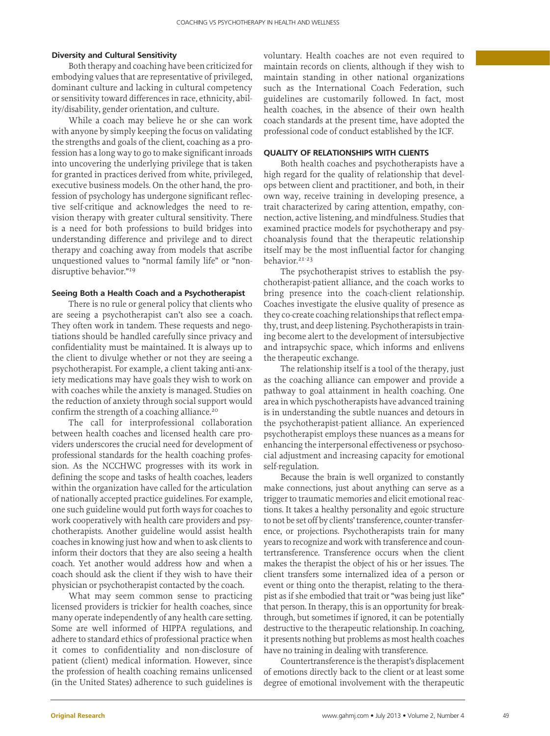### Diversity and Cultural Sensitivity

Both therapy and coaching have been criticized for embodying values that are representative of privileged, dominant culture and lacking in cultural competency or sensitivity toward differences in race, ethnicity, ability/disability, gender orientation, and culture.

While a coach may believe he or she can work with anyone by simply keeping the focus on validating the strengths and goals of the client, coaching as a profession has a long way to go to make significant inroads into uncovering the underlying privilege that is taken for granted in practices derived from white, privileged, executive business models. On the other hand, the profession of psychology has undergone significant reflective self-critique and acknowledges the need to revision therapy with greater cultural sensitivity. There is a need for both professions to build bridges into understanding difference and privilege and to direct therapy and coaching away from models that ascribe unquestioned values to "normal family life" or "nondisruptive behavior."[19]

### Seeing Both a Health Coach and a Psychotherapist

There is no rule or general policy that clients who are seeing a psychotherapist can't also see a coach. They often work in tandem. These requests and negotiations should be handled carefully since privacy and confidentiality must be maintained. It is always up to the client to divulge whether or not they are seeing a psychotherapist. For example, a client taking anti-anxiety medications may have goals they wish to work on with coaches while the anxiety is managed. Studies on the reduction of anxiety through social support would confirm the strength of a coaching alliance.[20]

The call for interprofessional collaboration between health coaches and licensed health care providers underscores the crucial need for development of professional standards for the health coaching profession. As the NCCHWC progresses with its work in defining the scope and tasks of health coaches, leaders within the organization have called for the articulation of nationally accepted practice guidelines. For example, one such guideline would put forth ways for coaches to work cooperatively with health care providers and psychotherapists. Another guideline would assist health coaches in knowing just how and when to ask clients to inform their doctors that they are also seeing a health coach. Yet another would address how and when a coach should ask the client if they wish to have their physician or psychotherapist contacted by the coach.

What may seem common sense to practicing licensed providers is trickier for health coaches, since many operate independently of any health care setting. Some are well informed of HIPPA regulations, and adhere to standard ethics of professional practice when it comes to confidentiality and non-disclosure of patient (client) medical information. However, since the profession of health coaching remains unlicensed (in the United States) adherence to such guidelines is voluntary. Health coaches are not even required to maintain records on clients, although if they wish to maintain standing in other national organizations such as the International Coach Federation, such guidelines are customarily followed. In fact, most health coaches, in the absence of their own health coach standards at the present time, have adopted the professional code of conduct established by the ICF.

## QUALITY OF RELATIONSHIPS WITH CLIENTS

Both health coaches and psychotherapists have a high regard for the quality of relationship that develops between client and practitioner, and both, in their own way, receive training in developing presence, a trait characterized by caring attention, empathy, connection, active listening, and mindfulness. Studies that examined practice models for psychotherapy and psychoanalysis found that the therapeutic relationship itself may be the most influential factor for changing behavior.[21-23]

The psychotherapist strives to establish the psychotherapist-patient alliance, and the coach works to bring presence into the coach-client relationship. Coaches investigate the elusive quality of presence as they co-create coaching relationships that reflect empathy, trust, and deep listening. Psychotherapists in training become alert to the development of intersubjective and intrapsychic space, which informs and enlivens the therapeutic exchange.

The relationship itself is a tool of the therapy, just as the coaching alliance can empower and provide a pathway to goal attainment in health coaching. One area in which pyschotherapists have advanced training is in understanding the subtle nuances and detours in the psychotherapist-patient alliance. An experienced psychotherapist employs these nuances as a means for enhancing the interpersonal effectiveness or psychosocial adjustment and increasing capacity for emotional self-regulation.

Because the brain is well organized to constantly make connections, just about anything can serve as a trigger to traumatic memories and elicit emotional reactions. It takes a healthy personality and egoic structure to not be set off by clients' transference, counter-transference, or projections. Psychotherapists train for many years to recognize and work with transference and countertransference. Transference occurs when the client makes the therapist the object of his or her issues. The client transfers some internalized idea of a person or event or thing onto the therapist, relating to the therapist as if she embodied that trait or "was being just like" that person. In therapy, this is an opportunity for breakthrough, but sometimes if ignored, it can be potentially destructive to the therapeutic relationship. In coaching, it presents nothing but problems as most health coaches have no training in dealing with transference.

Countertransference is the therapist's displacement of emotions directly back to the client or at least some degree of emotional involvement with the therapeutic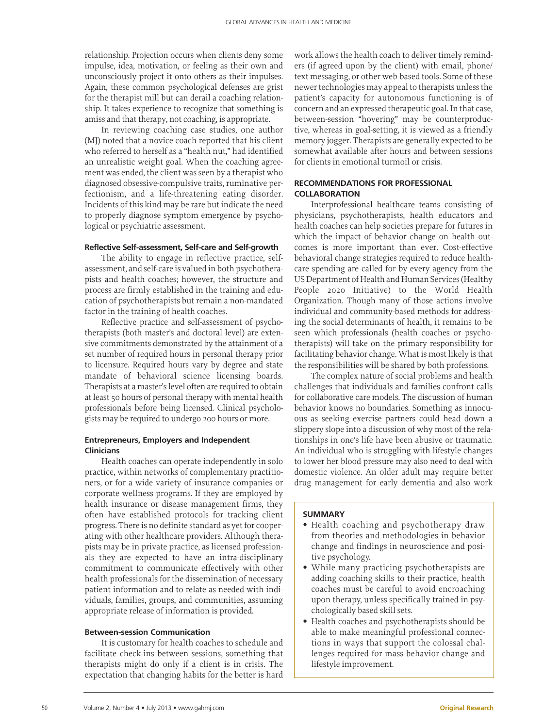relationship. Projection occurs when clients deny some impulse, idea, motivation, or feeling as their own and unconsciously project it onto others as their impulses. Again, these common psychological defenses are grist for the therapist mill but can derail a coaching relationship. It takes experience to recognize that something is amiss and that therapy, not coaching, is appropriate.

In reviewing coaching case studies, one author (MJ) noted that a novice coach reported that his client who referred to herself as a "health nut," had identified an unrealistic weight goal. When the coaching agreement was ended, the client was seen by a therapist who diagnosed obsessive-compulsive traits, ruminative perfectionism, and a life-threatening eating disorder. Incidents of this kind may be rare but indicate the need to properly diagnose symptom emergence by psychological or psychiatric assessment.

#### Reflective Self-assessment, Self-care and Self-growth

The ability to engage in reflective practice, self-assessment, and self-care is valued in both psychotherapists and health coaches; however, the structure and process are firmly established in the training and education of psychotherapists but remain a non-mandated factor in the training of health coaches.

Reflective practice and self-assessment of psychotherapists (both master's and doctoral level) are extensive commitments demonstrated by the attainment of a set number of required hours in personal therapy prior to licensure. Required hours vary by degree and state mandate of behavioral science licensing boards. Therapists at a master's level often are required to obtain at least 50 hours of personal therapy with mental health professionals before being licensed. Clinical psychologists may be required to undergo 200 hours or more.

#### Entrepreneurs, Employers and Independent Clinicians

Health coaches can operate independently in solo practice, within networks of complementary practitioners, or for a wide variety of insurance companies or corporate wellness programs. If they are employed by health insurance or disease management firms, they often have established protocols for tracking client progress. There is no definite standard as yet for cooperating with other healthcare providers. Although therapists may be in private practice, as licensed professionals they are expected to have an intra-disciplinary commitment to communicate effectively with other health professionals for the dissemination of necessary patient information and to relate as needed with individuals, families, groups, and communities, assuming appropriate release of information is provided.

#### Between-session Communication

It is customary for health coaches to schedule and facilitate check-ins between sessions, something that therapists might do only if a client is in crisis. The expectation that changing habits for the better is hard work allows the health coach to deliver timely reminders (if agreed upon by the client) with email, phone/text messaging, or other web-based tools. Some of these newer technologies may appeal to therapists unless the patient's capacity for autonomous functioning is of concern and an expressed therapeutic goal. In that case, between-session "hovering" may be counterproductive, whereas in goal-setting, it is viewed as a friendly memory jogger. Therapists are generally expected to be somewhat available after hours and between sessions for clients in emotional turmoil or crisis.

### RECOMMENDATIONS FOR PROFESSIONAL COLLABORATION

Interprofessional healthcare teams consisting of physicians, psychotherapists, health educators and health coaches can help societies prepare for futures in which the impact of behavior change on health outcomes is more important than ever. Cost-effective behavioral change strategies required to reduce healthcare spending are called for by every agency from the US Department of Health and Human Services (Healthy People 2020 Initiative) to the World Health Organization. Though many of those actions involve individual and community-based methods for addressing the social determinants of health, it remains to be seen which professionals (health coaches or psychotherapists) will take on the primary responsibility for facilitating behavior change. What is most likely is that the responsibilities will be shared by both professions.

The complex nature of social problems and health challenges that individuals and families confront calls for collaborative care models. The discussion of human behavior knows no boundaries. Something as innocuous as seeking exercise partners could head down a slippery slope into a discussion of why most of the relationships in one's life have been abusive or traumatic. An individual who is struggling with lifestyle changes to lower her blood pressure may also need to deal with domestic violence. An older adult may require better drug management for early dementia and also work

#### SUMMARY

- Health coaching and psychotherapy draw from theories and methodologies in behavior change and findings in neuroscience and positive psychology.
- While many practicing psychotherapists are adding coaching skills to their practice, health coaches must be careful to avoid encroaching upon therapy, unless specifically trained in psychologically based skill sets.
- Health coaches and psychotherapists should be able to make meaningful professional connections in ways that support the colossal challenges required for mass behavior change and lifestyle improvement.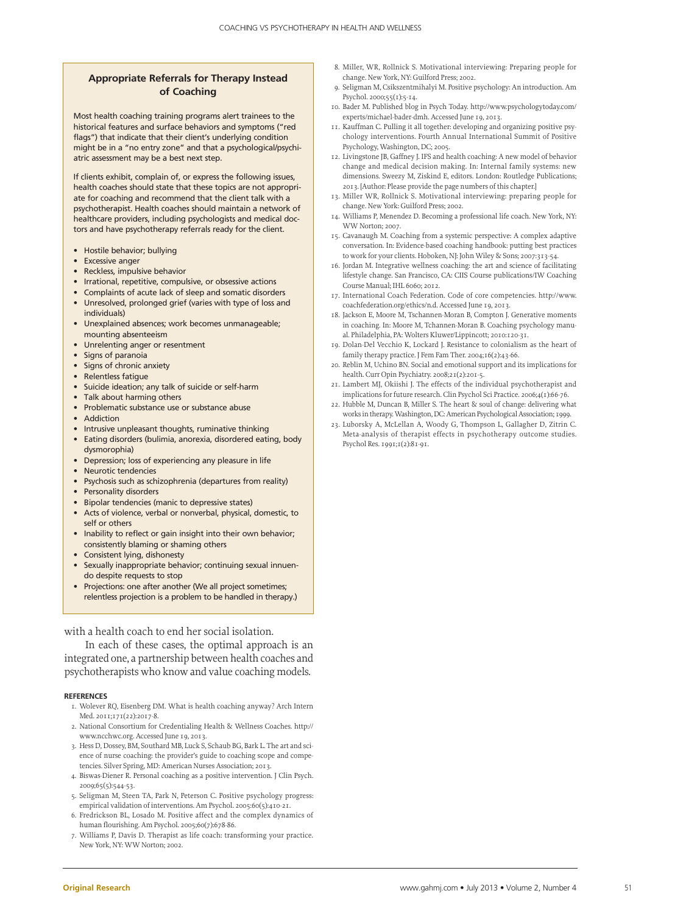## Appropriate Referrals for Therapy Instead of Coaching

Most health coaching training programs alert trainees to the historical features and surface behaviors and symptoms ("red flags") that indicate that their client's underlying condition might be in a "no entry zone" and that a psychological/psychiatric assessment may be a best next step.

If clients exhibit, complain of, or express the following issues, health coaches should state that these topics are not appropriate for coaching and recommend that the client talk with a psychotherapist. Health coaches should maintain a network of healthcare providers, including psychologists and medical doctors and have psychotherapy referrals ready for the client.

- Hostile behavior; bullying
- Excessive anger
- Reckless, impulsive behavior
- Irrational, repetitive, compulsive, or obsessive actions
- Complaints of acute lack of sleep and somatic disorders
- Unresolved, prolonged grief (varies with type of loss and individuals)
- Unexplained absences; work becomes unmanageable; mounting absenteeism
- Unrelenting anger or resentment
- Signs of paranoia
- Signs of chronic anxiety
- Relentless fatigue
- Suicide ideation; any talk of suicide or self-harm
- Talk about harming others
- Problematic substance use or substance abuse
- Addiction
- Intrusive unpleasant thoughts, ruminative thinking
- Eating disorders (bulimia, anorexia, disordered eating, body dysmorophia)
- Depression; loss of experiencing any pleasure in life
- Neurotic tendencies
- Psychosis such as schizophrenia (departures from reality)
- Personality disorders
- Bipolar tendencies (manic to depressive states)
- Acts of violence, verbal or nonverbal, physical, domestic, to self or others
- Inability to reflect or gain insight into their own behavior; consistently blaming or shaming others
- Consistent lying, dishonesty
- Sexually inappropriate behavior; continuing sexual innuendo despite requests to stop
- Projections: one after another (We all project sometimes; relentless projection is a problem to be handled in therapy.)

with a health coach to end her social isolation.

In each of these cases, the optimal approach is an integrated one, a partnership between health coaches and psychotherapists who know and value coaching models.

## REFERENCES

1. Wolever RQ, Eisenberg DM. What is health coaching anyway? Arch Intern Med. 2011;171(22):2017-8.
2. National Consortium for Credentialing Health & Wellness Coaches. http://www.ncchwc.org. Accessed June 19, 2013.
3. Hess D, Dossey, BM, Southard MB, Luck S, Schaub BG, Bark L. The art and science of nurse coaching: the provider's guide to coaching scope and competencies. Silver Spring, MD: American Nurses Association; 2013.
4. Biswas-Diener R. Personal coaching as a positive intervention. J Clin Psych. 2009;65(5):544-53.
5. Seligman M, Steen TA, Park N, Peterson C. Positive psychology progress: empirical validation of interventions. Am Psychol. 2005:60(5):410-21.
6. Fredrickson BL, Losado M. Positive affect and the complex dynamics of human flourishing. Am Psychol. 2005;60(7):678-86.
7. Williams P, Davis D. Therapist as life coach: transforming your practice. New York, NY: WW Norton; 2002.
8. Miller, WR, Rollnick S. Motivational interviewing: Preparing people for change. New York, NY: Guilford Press; 2002.
9. Seligman M, Csikszentmihalyi M. Positive psychology: An introduction. Am Psychol. 2000;55(1):5-14.
10. Bader M. Published blog in Psych Today. http://www.psychologytoday.com/experts/michael-bader-dmh. Accessed June 19, 2013.
11. Kauffman C. Pulling it all together: developing and organizing positive psychology interventions. Fourth Annual International Summit of Positive Psychology, Washington, DC; 2005.
12. Livingstone JB, Gaffney J. IFS and health coaching: A new model of behavior change and medical decision making. In: Internal family systems: new dimensions. Sweezy M, Ziskind E, editors. London: Routledge Publications; 2013. [Author: Please provide the page numbers of this chapter.]
13. Miller WR, Rollnick S. Motivational interviewing: preparing people for change. New York: Guilford Press; 2002.
14. Williams P, Menendez D. Becoming a professional life coach. New York, NY: WW Norton; 2007.
15. Cavanaugh M. Coaching from a systemic perspective: A complex adaptive conversation. In: Evidence-based coaching handbook: putting best practices to work for your clients. Hoboken, NJ: John Wiley & Sons; 2007:313-54.
16. Jordan M. Integrative wellness coaching: the art and science of facilitating lifestyle change. San Francisco, CA: CIIS Course publications/IW Coaching Course Manual; IHL 6060; 2012.
17. International Coach Federation. Code of core competencies. http://www.coachfederation.org/ethics/n.d. Accessed June 19, 2013.
18. Jackson E, Moore M, Tschannen-Moran B, Compton J. Generative moments in coaching. In: Moore M, Tchannen-Moran B. Coaching psychology manual. Philadelphia, PA: Wolters Kluwer/Lippincott; 2010:120-31.
19. Dolan-Del Vecchio K, Lockard J. Resistance to colonialism as the heart of family therapy practice. J Fem Fam Ther. 2004;16(2):43-66.
20. Reblin M, Uchino BN. Social and emotional support and its implications for health. Curr Opin Psychiatry. 2008;21(2):201-5.
21. Lambert MJ, Okiishi J. The effects of the individual psychotherapist and implications for future research. Clin Psychol Sci Practice. 2006;4(1):66-76.
22. Hubble M, Duncan B, Miller S. The heart & soul of change: delivering what works in therapy. Washington, DC: American Psychological Association; 1999.
23. Luborsky A, McLellan A, Woody G, Thompson L, Gallagher D, Zitrin C. Meta-analysis of therapist effects in psychotherapy outcome studies. Psychol Res. 1991;1(2):81-91.